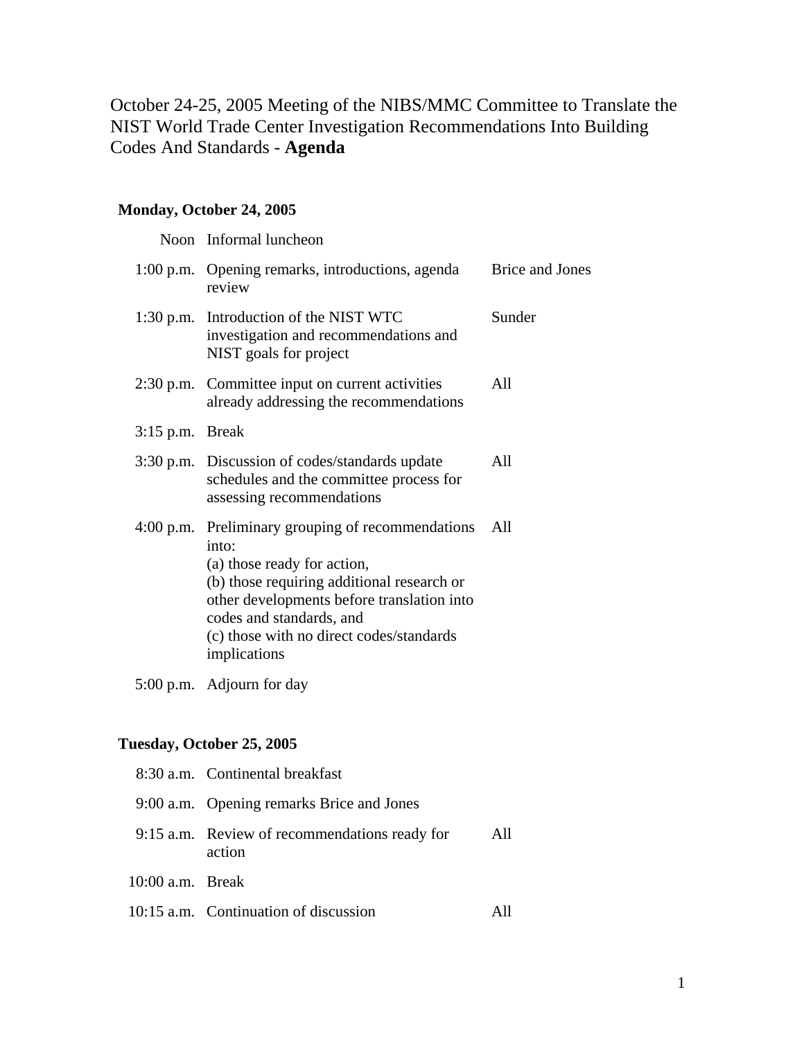# October 24-25, 2005 Meeting of the NIBS/MMC Committee to Translate the NIST World Trade Center Investigation Recommendations Into Building Codes And Standards - **Agenda**

**Monday, October 24, 2005**

| | | |
|---|---|---|
| Noon | Informal luncheon | |
| 1:00 p.m. | Opening remarks, introductions, agenda review | Brice and Jones |
| 1:30 p.m. | Introduction of the NIST WTC investigation and recommendations and NIST goals for project | Sunder |
| 2:30 p.m. | Committee input on current activities already addressing the recommendations | All |
| 3:15 p.m. | Break | |
| 3:30 p.m. | Discussion of codes/standards update schedules and the committee process for assessing recommendations | All |
| 4:00 p.m. | Preliminary grouping of recommendations into:<br>(a) those ready for action,<br>(b) those requiring additional research or other developments before translation into codes and standards, and<br>(c) those with no direct codes/standards implications | All |
| 5:00 p.m. | Adjourn for day | |

**Tuesday, October 25, 2005**

| | | |
|---|---|---|
| 8:30 a.m. | Continental breakfast | |
| 9:00 a.m. | Opening remarks Brice and Jones | |
| 9:15 a.m. | Review of recommendations ready for action | All |
| 10:00 a.m. | Break | |
| 10:15 a.m. | Continuation of discussion | All |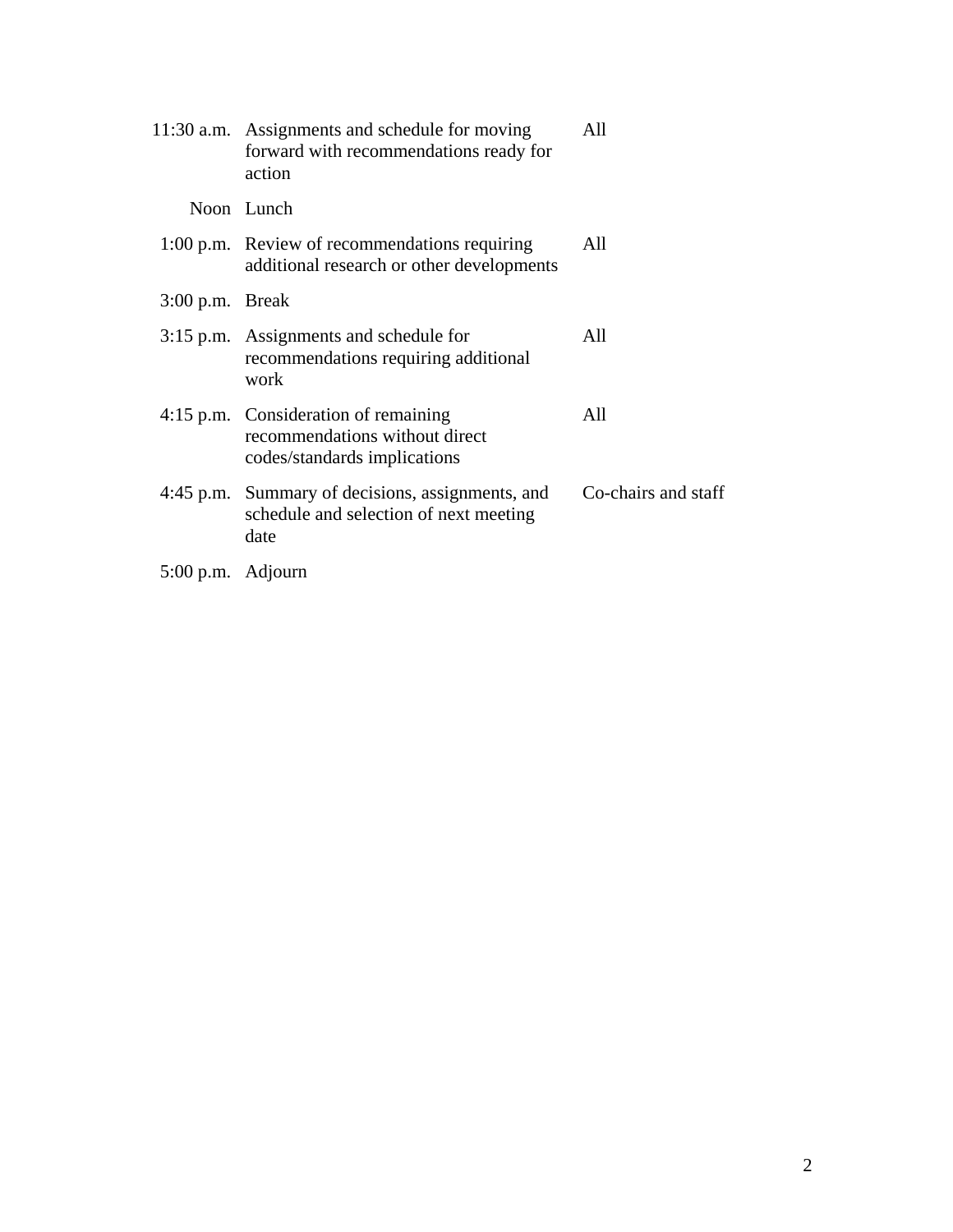| | | |
|---|---|---|
| 11:30 a.m. | Assignments and schedule for moving forward with recommendations ready for action | All |
| Noon | Lunch | |
| 1:00 p.m. | Review of recommendations requiring additional research or other developments | All |
| 3:00 p.m. | Break | |
| 3:15 p.m. | Assignments and schedule for recommendations requiring additional work | All |
| 4:15 p.m. | Consideration of remaining recommendations without direct codes/standards implications | All |
| 4:45 p.m. | Summary of decisions, assignments, and schedule and selection of next meeting date | Co-chairs and staff |
| 5:00 p.m. | Adjourn | |